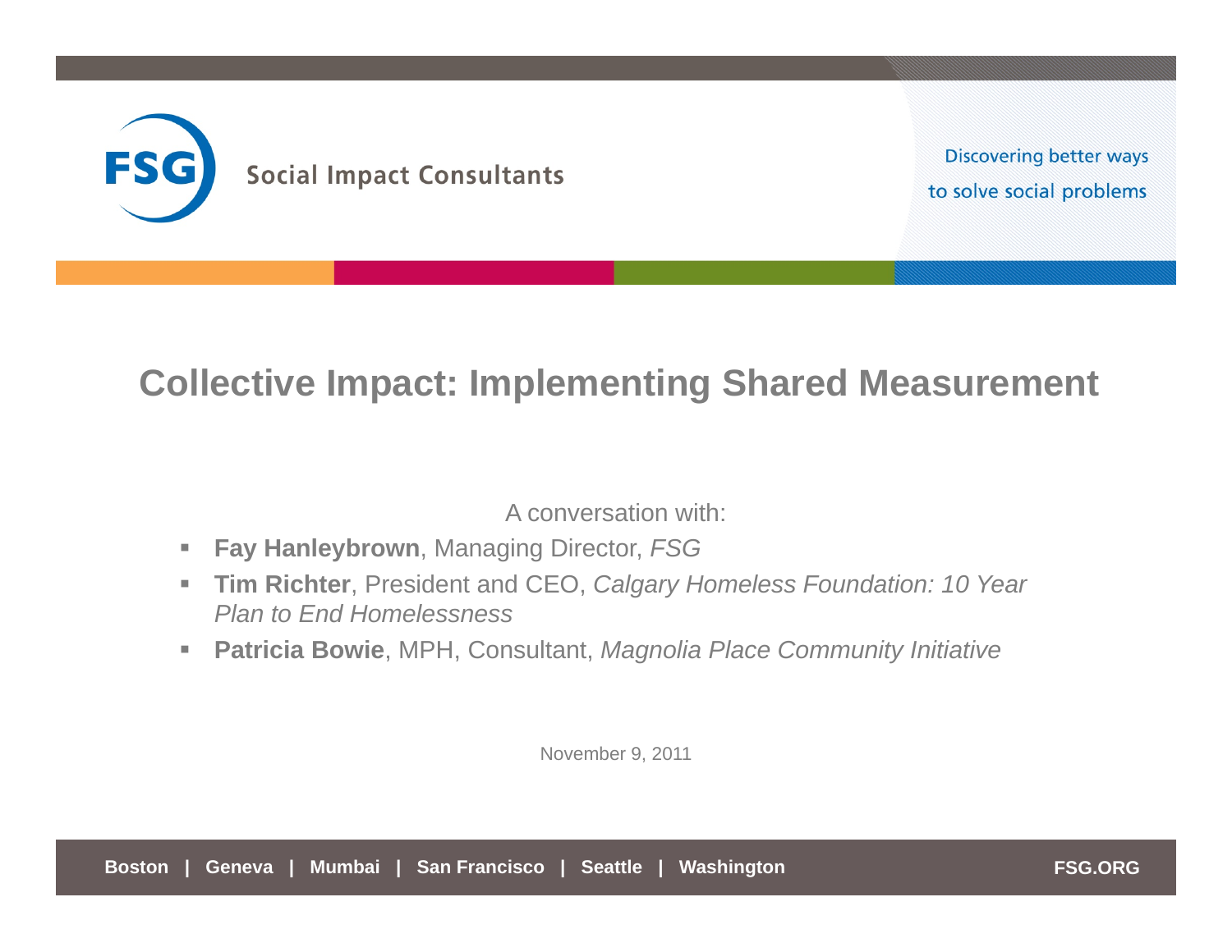FSG Social Impact Consultants

Discovering better ways to solve social problems

# Collective Impact: Implementing Shared Measurement

A conversation with:

- **Fay Hanleybrown**, Managing Director, *FSG*
- **Tim Richter**, President and CEO, *Calgary Homeless Foundation: 10 Year Plan to End Homelessness*
- **Patricia Bowie**, MPH, Consultant, *Magnolia Place Community Initiative*

November 9, 2011

**Boston | Geneva | Mumbai | San Francisco | Seattle | Washington** **FSG.ORG**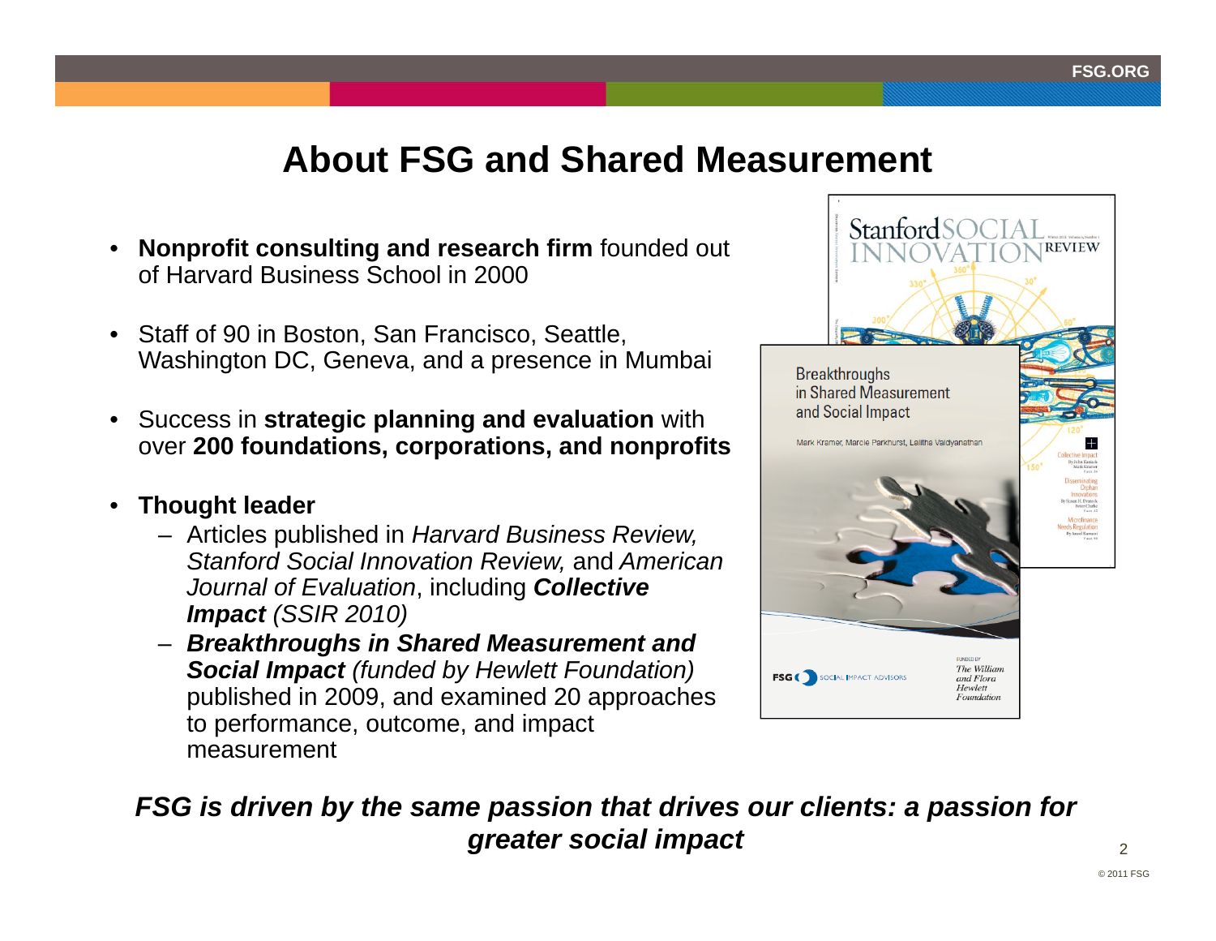# About FSG and Shared Measurement

- **Nonprofit consulting and research firm** founded out of Harvard Business School in 2000
- Staff of 90 in Boston, San Francisco, Seattle, Washington DC, Geneva, and a presence in Mumbai
- Success in **strategic planning and evaluation** with over **200 foundations, corporations, and nonprofits**
- **Thought leader**
  - Articles published in *Harvard Business Review, Stanford Social Innovation Review,* and *American Journal of Evaluation*, including ***Collective Impact*** *(SSIR 2010)*
  - ***Breakthroughs in Shared Measurement and Social Impact*** *(funded by Hewlett Foundation)* published in 2009, and examined 20 approaches to performance, outcome, and impact measurement

***FSG is driven by the same passion that drives our clients: a passion for greater social impact***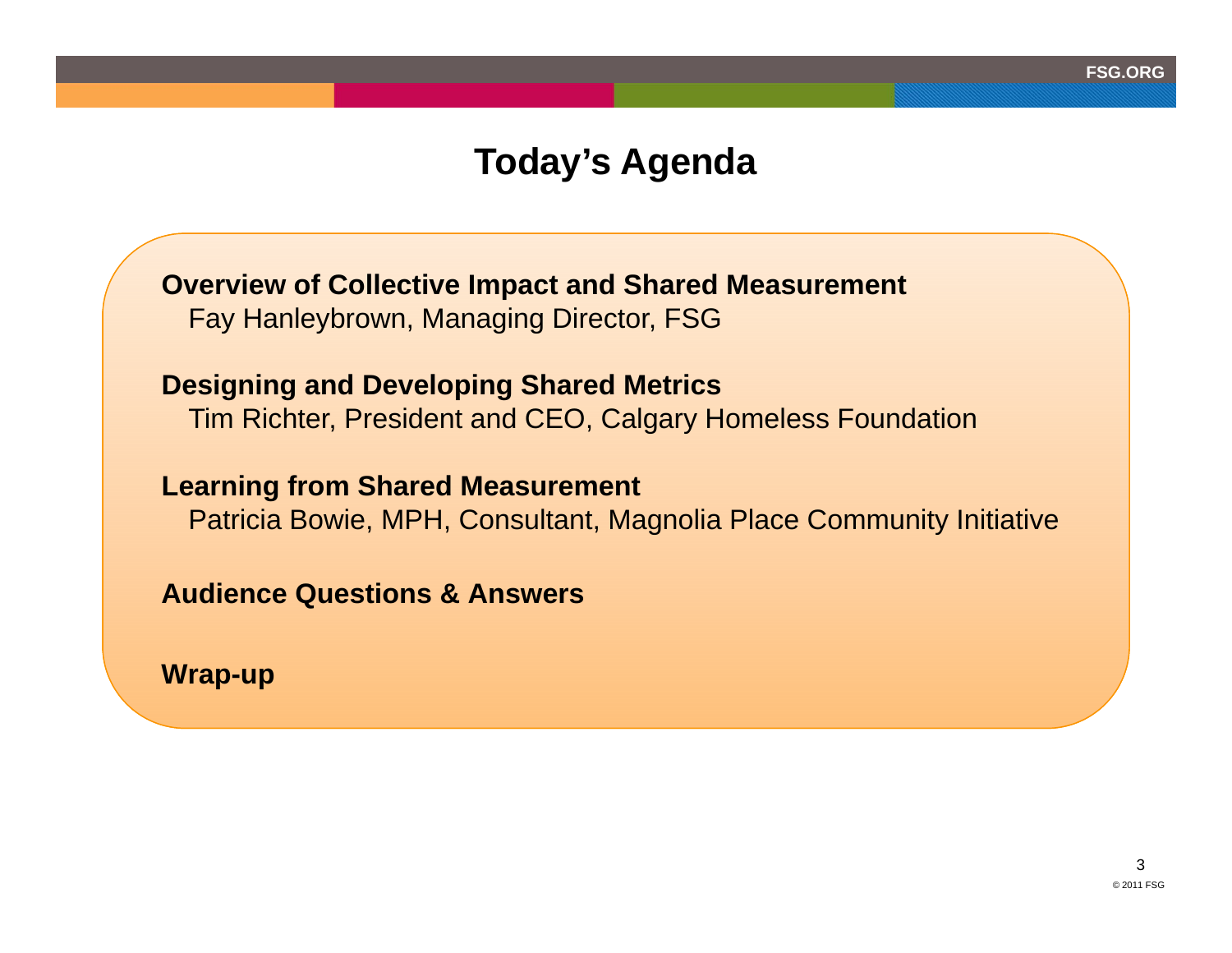# Today's Agenda

**Overview of Collective Impact and Shared Measurement**
Fay Hanleybrown, Managing Director, FSG

**Designing and Developing Shared Metrics**
Tim Richter, President and CEO, Calgary Homeless Foundation

**Learning from Shared Measurement**
Patricia Bowie, MPH, Consultant, Magnolia Place Community Initiative

**Audience Questions & Answers**

**Wrap-up**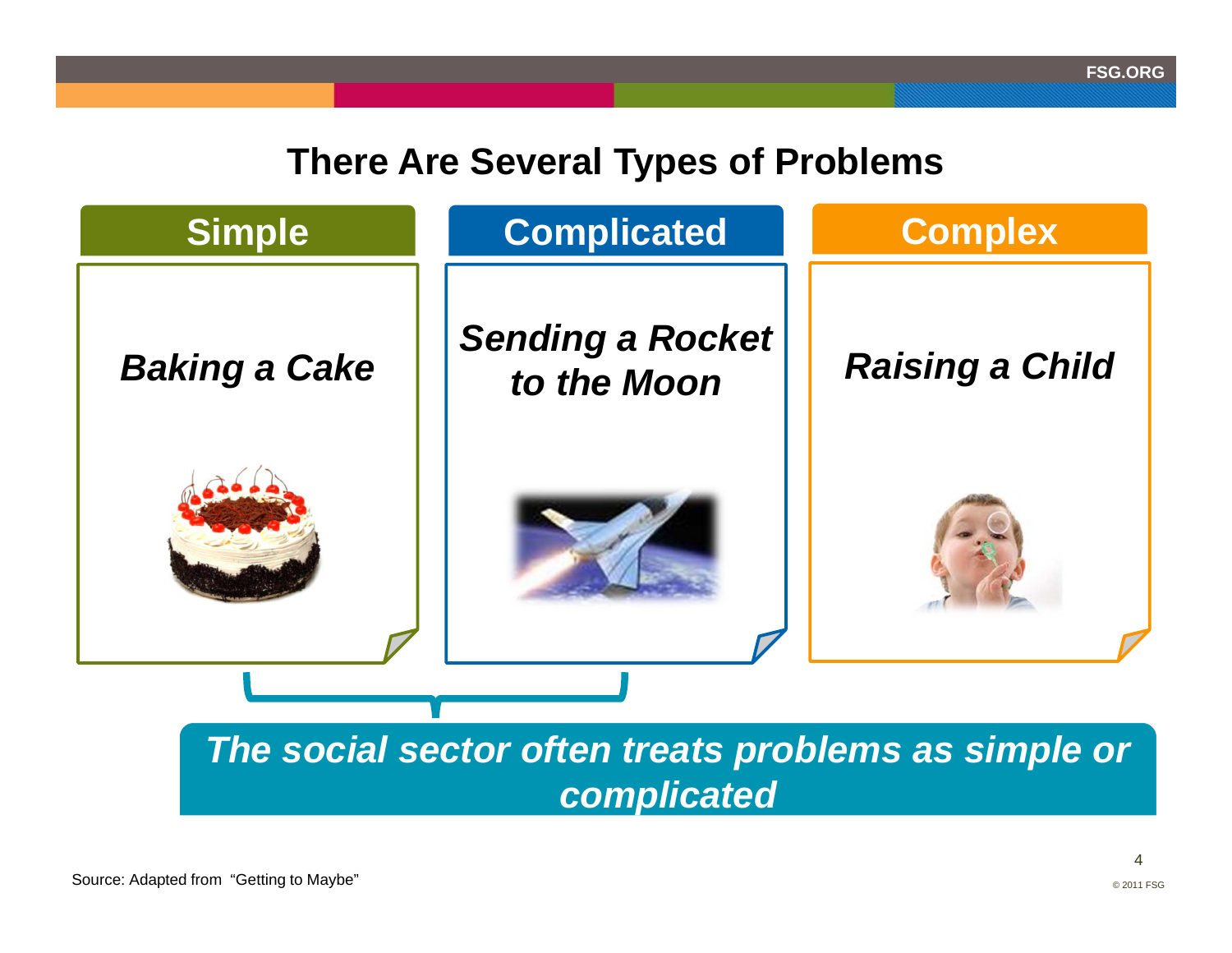# There Are Several Types of Problems

| Simple | Complicated | Complex |
| --- | --- | --- |
| *Baking a Cake* | *Sending a Rocket to the Moon* | *Raising a Child* |

***The social sector often treats problems as simple or complicated***

Source: Adapted from "Getting to Maybe"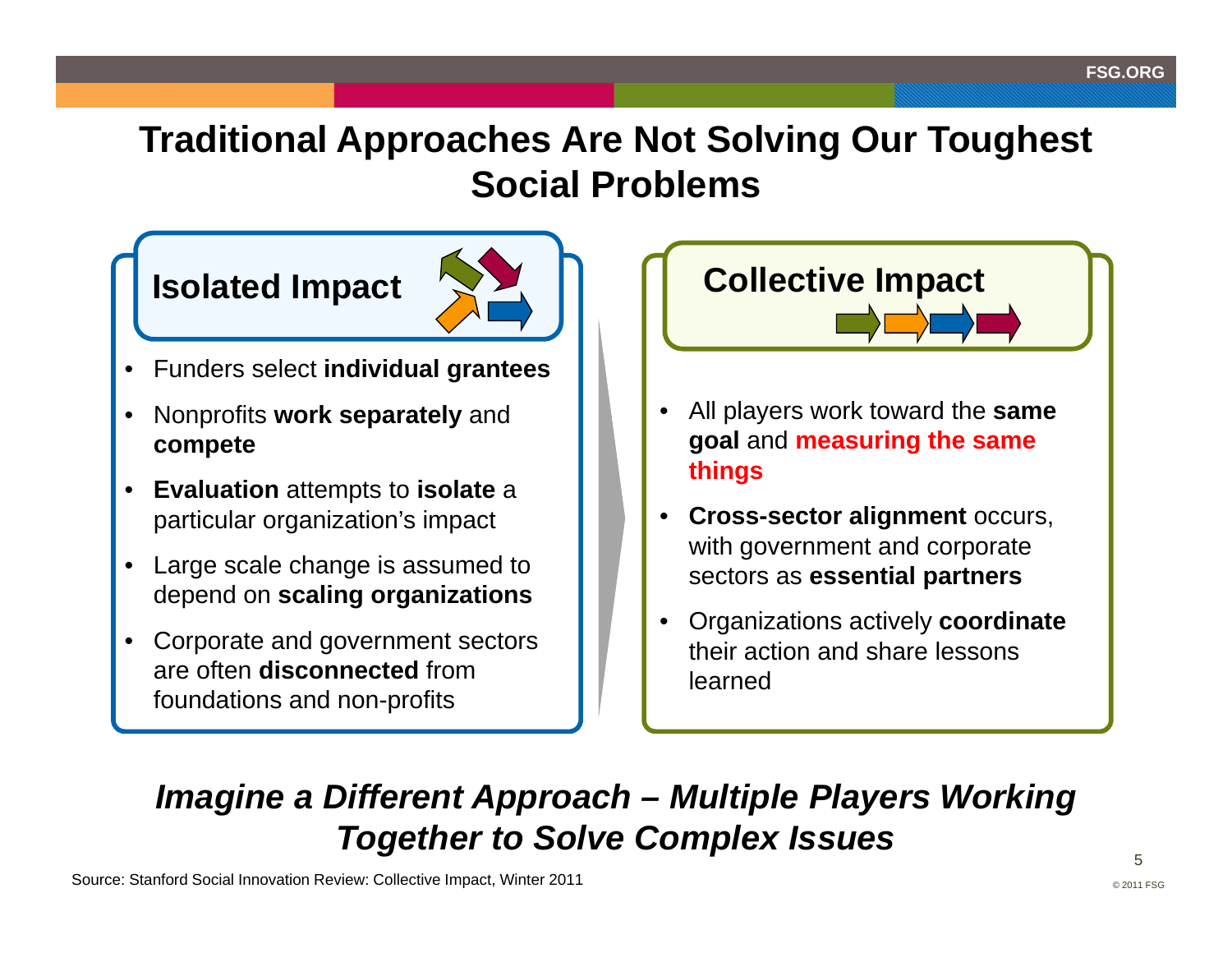# Traditional Approaches Are Not Solving Our Toughest Social Problems

## Isolated Impact

- Funders select **individual grantees**
- Nonprofits **work separately** and **compete**
- **Evaluation** attempts to **isolate** a particular organization's impact
- Large scale change is assumed to depend on **scaling organizations**
- Corporate and government sectors are often **disconnected** from foundations and non-profits

## Collective Impact

- All players work toward the **same goal** and **measuring the same things**
- **Cross-sector alignment** occurs, with government and corporate sectors as **essential partners**
- Organizations actively **coordinate** their action and share lessons learned

***Imagine a Different Approach – Multiple Players Working Together to Solve Complex Issues***

Source: Stanford Social Innovation Review: Collective Impact, Winter 2011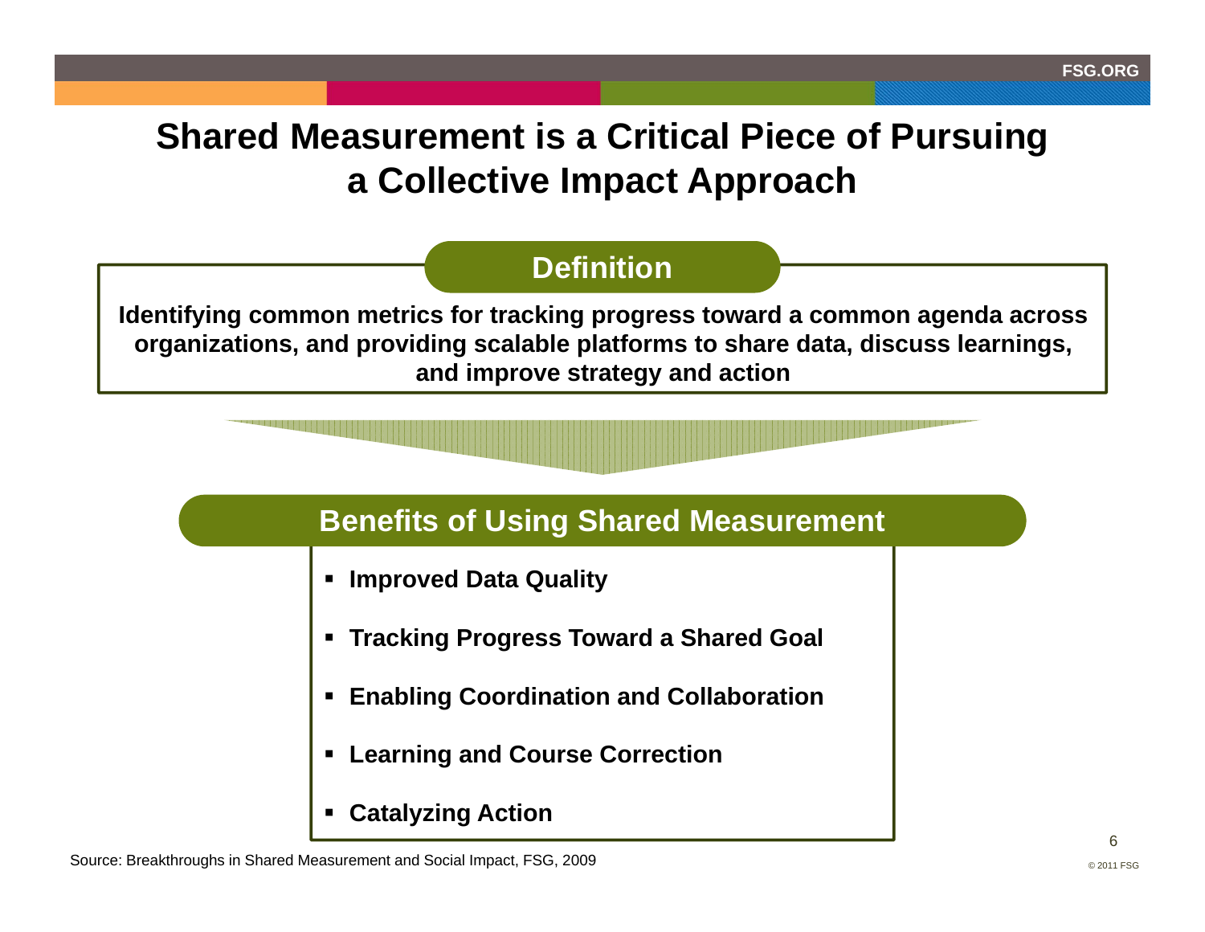# Shared Measurement is a Critical Piece of Pursuing a Collective Impact Approach

## Definition

**Identifying common metrics for tracking progress toward a common agenda across organizations, and providing scalable platforms to share data, discuss learnings, and improve strategy and action**

## Benefits of Using Shared Measurement

- **Improved Data Quality**
- **Tracking Progress Toward a Shared Goal**
- **Enabling Coordination and Collaboration**
- **Learning and Course Correction**
- **Catalyzing Action**

Source: Breakthroughs in Shared Measurement and Social Impact, FSG, 2009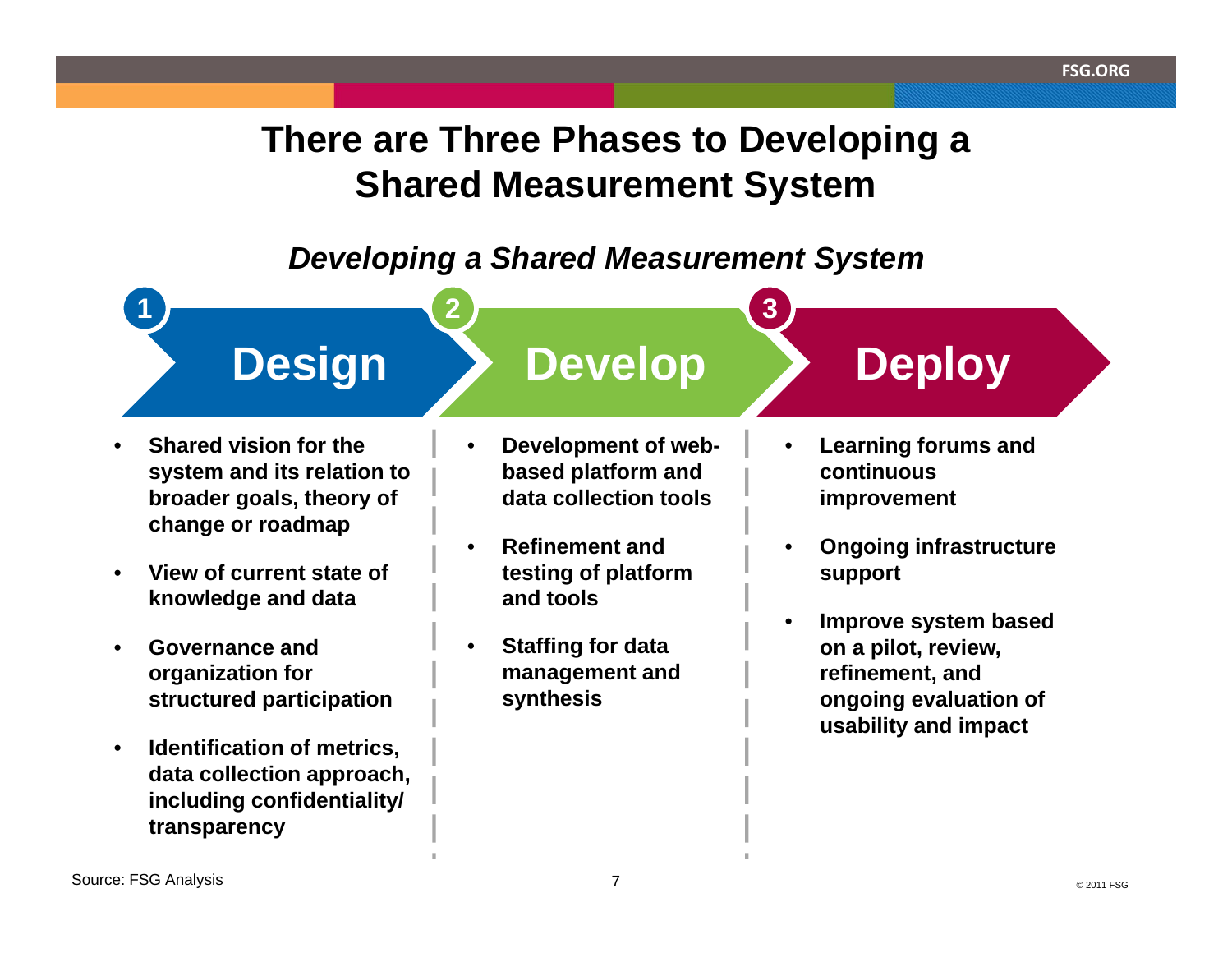# There are Three Phases to Developing a Shared Measurement System

*Developing a Shared Measurement System*

## 1 Design

- Shared vision for the system and its relation to broader goals, theory of change or roadmap
- View of current state of knowledge and data
- Governance and organization for structured participation
- Identification of metrics, data collection approach, including confidentiality/ transparency

## 2 Develop

- Development of web-based platform and data collection tools
- Refinement and testing of platform and tools
- Staffing for data management and synthesis

## 3 Deploy

- Learning forums and continuous improvement
- Ongoing infrastructure support
- Improve system based on a pilot, review, refinement, and ongoing evaluation of usability and impact

Source: FSG Analysis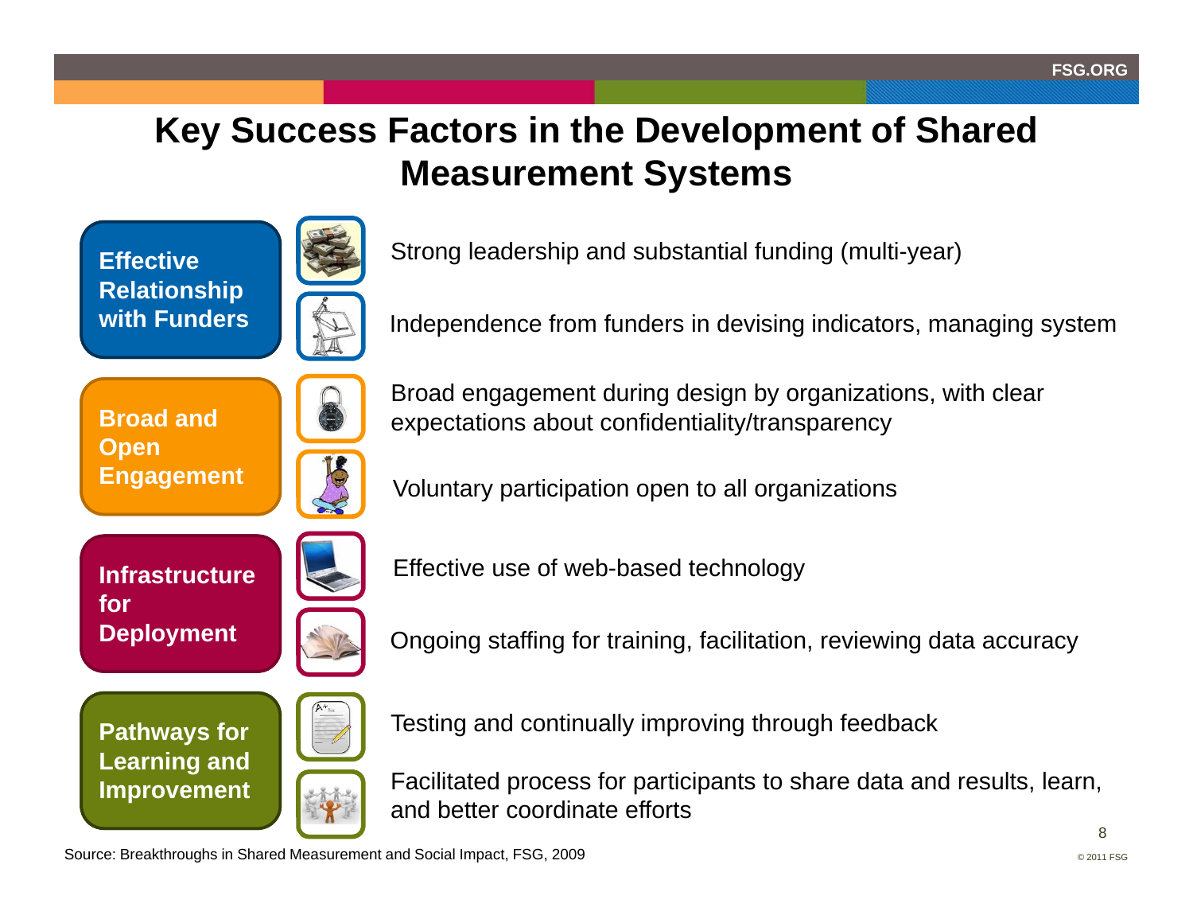# Key Success Factors in the Development of Shared Measurement Systems

| Factor | Description |
| --- | --- |
| **Effective Relationship with Funders** | Strong leadership and substantial funding (multi-year) |
| | Independence from funders in devising indicators, managing system |
| **Broad and Open Engagement** | Broad engagement during design by organizations, with clear expectations about confidentiality/transparency |
| | Voluntary participation open to all organizations |
| **Infrastructure for Deployment** | Effective use of web-based technology |
| | Ongoing staffing for training, facilitation, reviewing data accuracy |
| **Pathways for Learning and Improvement** | Testing and continually improving through feedback |
| | Facilitated process for participants to share data and results, learn, and better coordinate efforts |

Source: Breakthroughs in Shared Measurement and Social Impact, FSG, 2009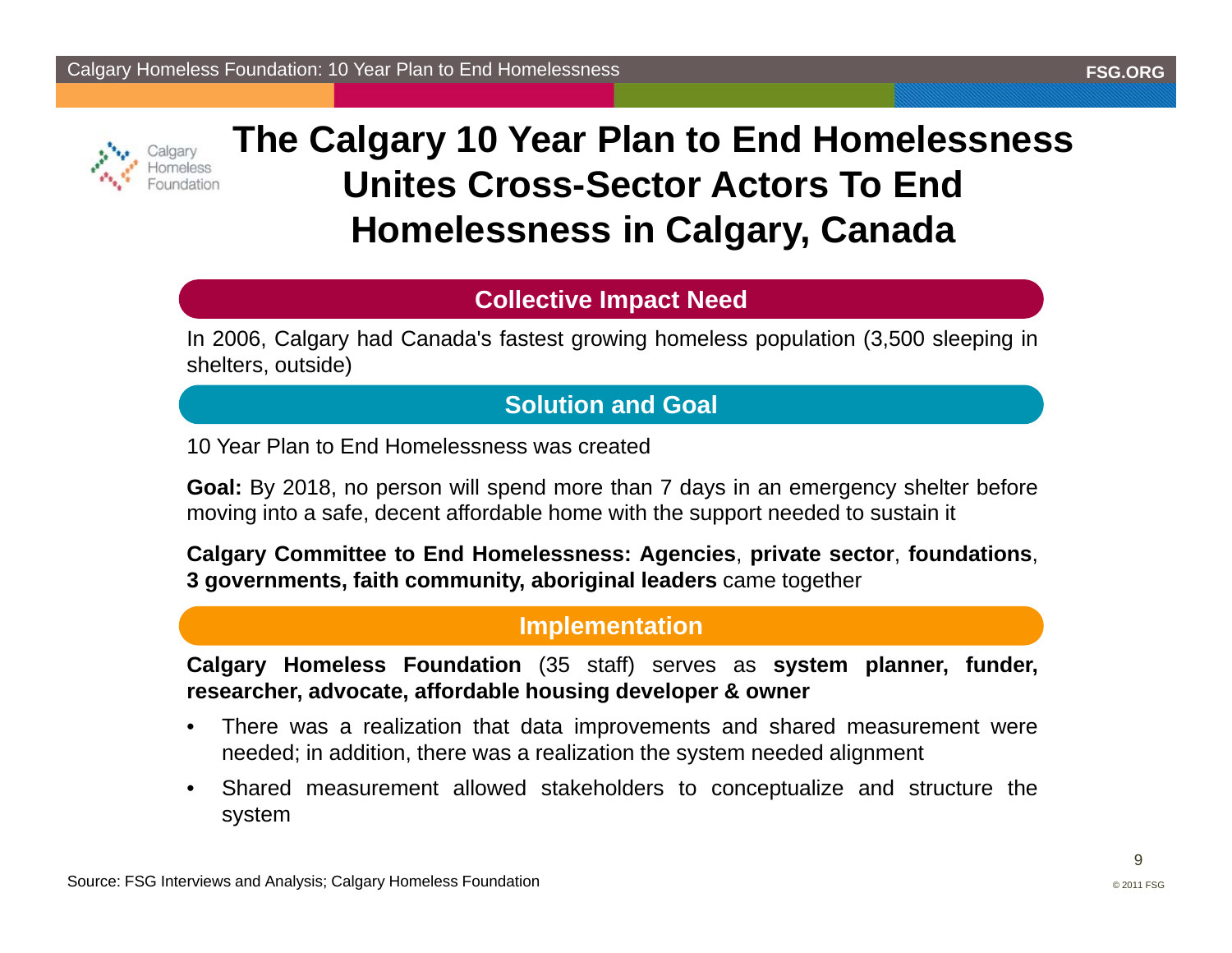# The Calgary 10 Year Plan to End Homelessness Unites Cross-Sector Actors To End Homelessness in Calgary, Canada

## Collective Impact Need

In 2006, Calgary had Canada's fastest growing homeless population (3,500 sleeping in shelters, outside)

## Solution and Goal

10 Year Plan to End Homelessness was created

**Goal:** By 2018, no person will spend more than 7 days in an emergency shelter before moving into a safe, decent affordable home with the support needed to sustain it

**Calgary Committee to End Homelessness: Agencies**, **private sector**, **foundations**, **3 governments, faith community, aboriginal leaders** came together

## Implementation

**Calgary Homeless Foundation** (35 staff) serves as **system planner, funder, researcher, advocate, affordable housing developer & owner**

- There was a realization that data improvements and shared measurement were needed; in addition, there was a realization the system needed alignment
- Shared measurement allowed stakeholders to conceptualize and structure the system

Source: FSG Interviews and Analysis; Calgary Homeless Foundation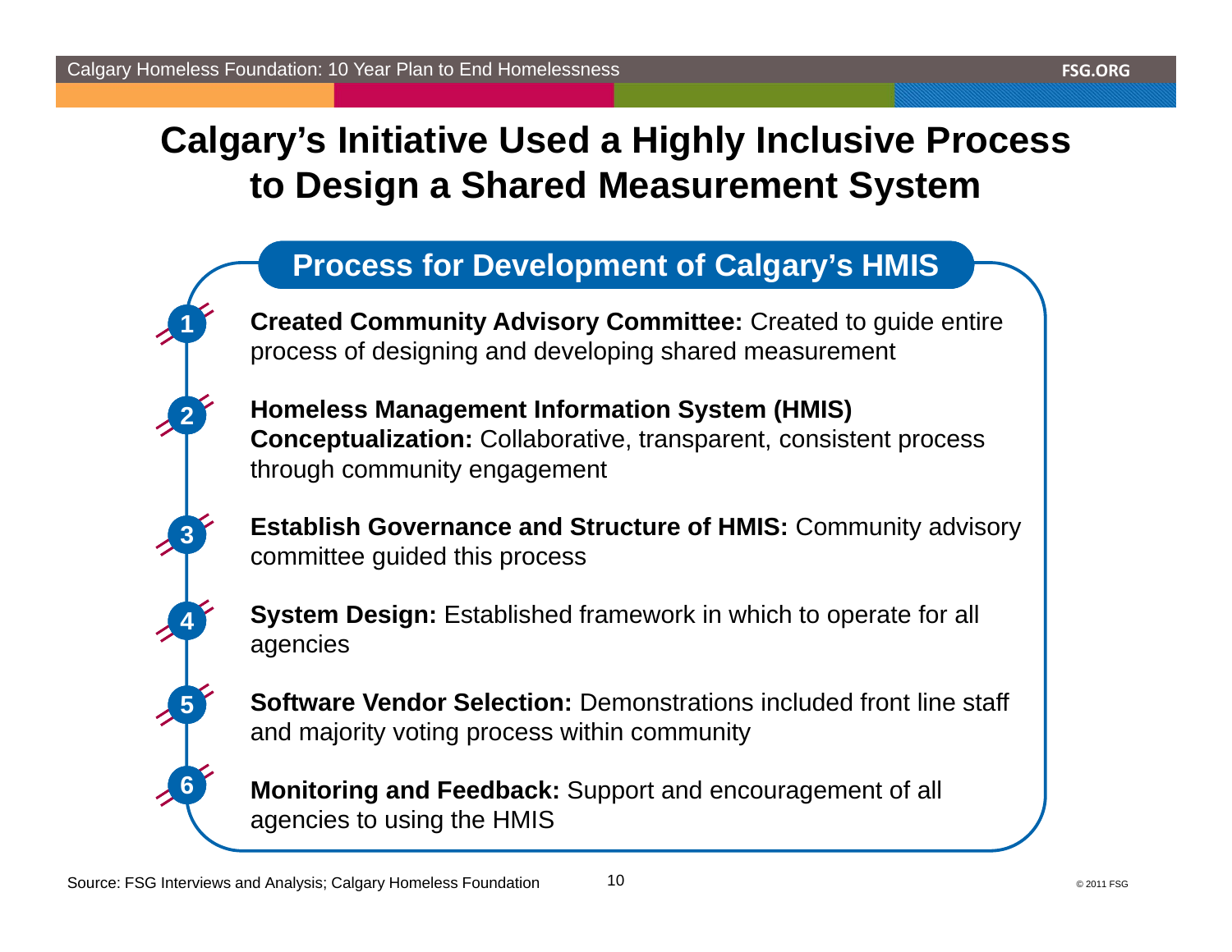# Calgary's Initiative Used a Highly Inclusive Process to Design a Shared Measurement System

## Process for Development of Calgary's HMIS

1. **Created Community Advisory Committee:** Created to guide entire process of designing and developing shared measurement
2. **Homeless Management Information System (HMIS) Conceptualization:** Collaborative, transparent, consistent process through community engagement
3. **Establish Governance and Structure of HMIS:** Community advisory committee guided this process
4. **System Design:** Established framework in which to operate for all agencies
5. **Software Vendor Selection:** Demonstrations included front line staff and majority voting process within community
6. **Monitoring and Feedback:** Support and encouragement of all agencies to using the HMIS

Source: FSG Interviews and Analysis; Calgary Homeless Foundation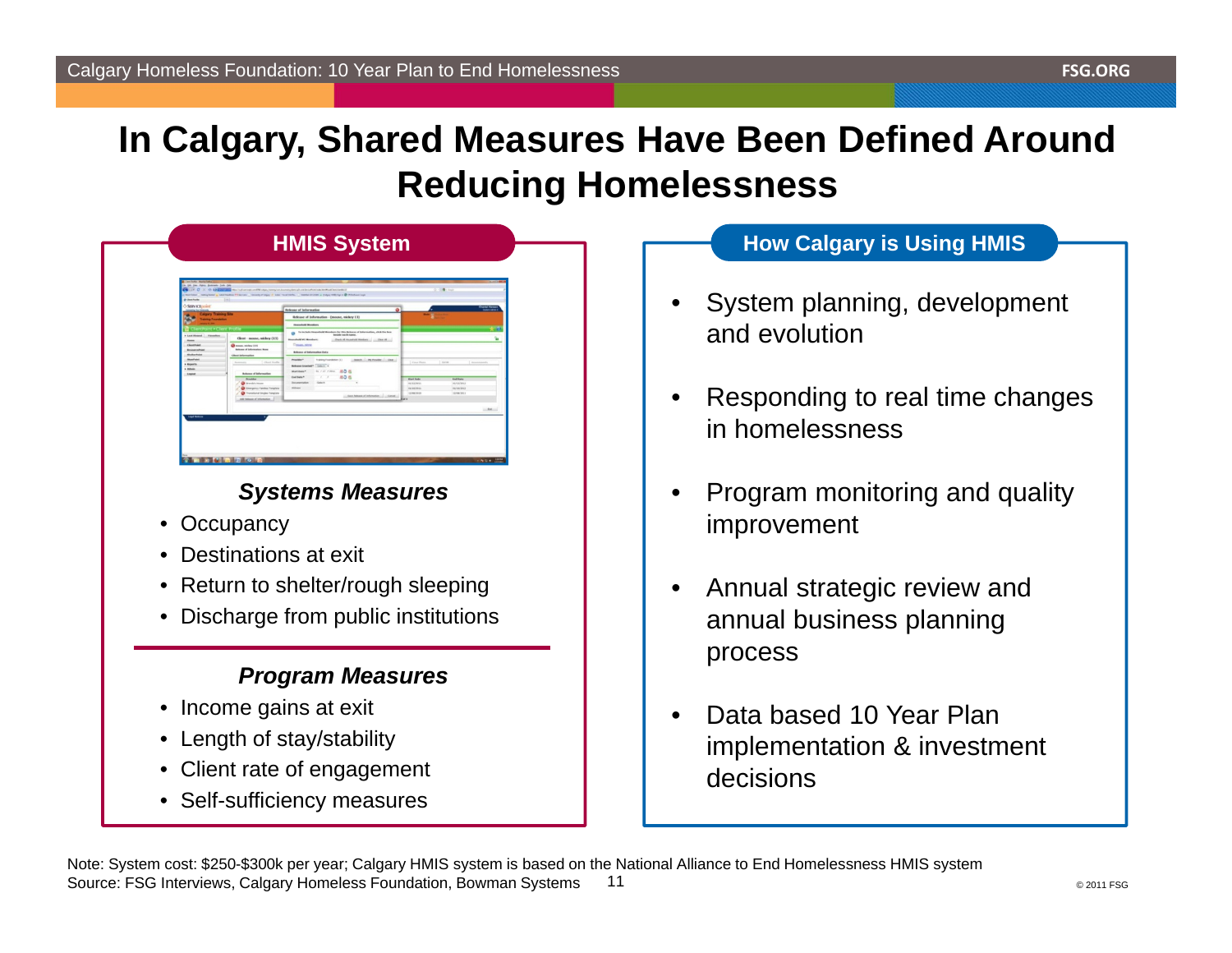# In Calgary, Shared Measures Have Been Defined Around Reducing Homelessness

## HMIS System

***Systems Measures***

- Occupancy
- Destinations at exit
- Return to shelter/rough sleeping
- Discharge from public institutions

***Program Measures***

- Income gains at exit
- Length of stay/stability
- Client rate of engagement
- Self-sufficiency measures

## How Calgary is Using HMIS

- System planning, development and evolution
- Responding to real time changes in homelessness
- Program monitoring and quality improvement
- Annual strategic review and annual business planning process
- Data based 10 Year Plan implementation & investment decisions

Note: System cost: $250-$300k per year; Calgary HMIS system is based on the National Alliance to End Homelessness HMIS system
Source: FSG Interviews, Calgary Homeless Foundation, Bowman Systems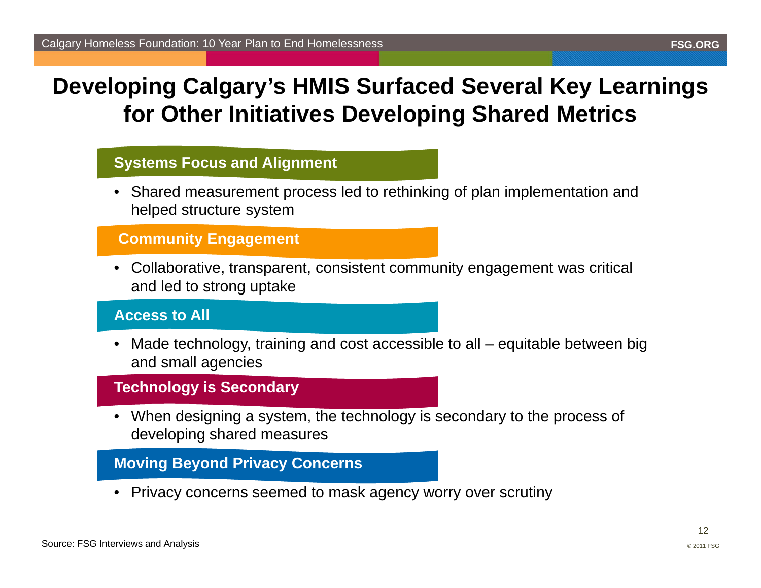# Developing Calgary's HMIS Surfaced Several Key Learnings for Other Initiatives Developing Shared Metrics

**Systems Focus and Alignment**

- Shared measurement process led to rethinking of plan implementation and helped structure system

**Community Engagement**

- Collaborative, transparent, consistent community engagement was critical and led to strong uptake

**Access to All**

- Made technology, training and cost accessible to all – equitable between big and small agencies

**Technology is Secondary**

- When designing a system, the technology is secondary to the process of developing shared measures

**Moving Beyond Privacy Concerns**

- Privacy concerns seemed to mask agency worry over scrutiny

Source: FSG Interviews and Analysis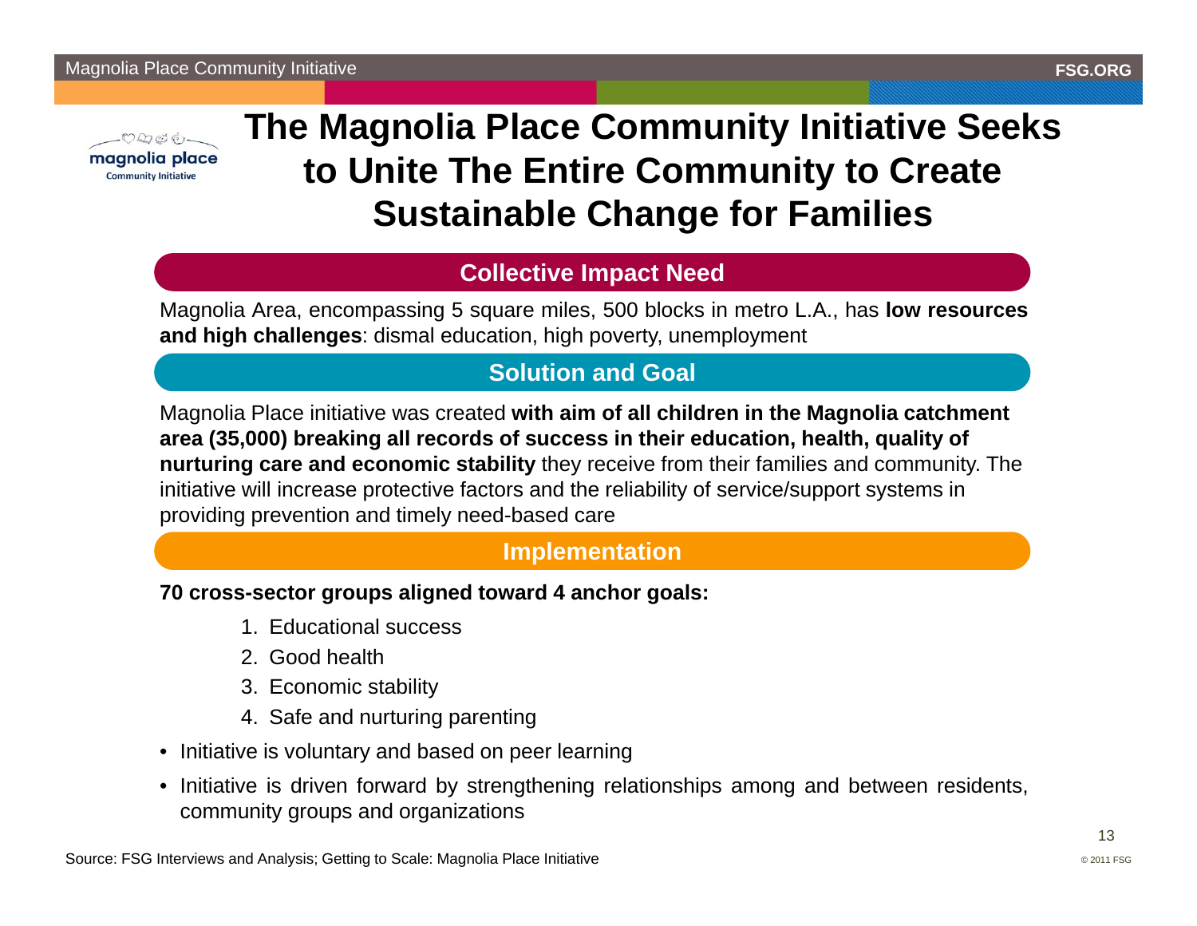# The Magnolia Place Community Initiative Seeks to Unite The Entire Community to Create Sustainable Change for Families

## Collective Impact Need

Magnolia Area, encompassing 5 square miles, 500 blocks in metro L.A., has **low resources and high challenges**: dismal education, high poverty, unemployment

## Solution and Goal

Magnolia Place initiative was created **with aim of all children in the Magnolia catchment area (35,000) breaking all records of success in their education, health, quality of nurturing care and economic stability** they receive from their families and community. The initiative will increase protective factors and the reliability of service/support systems in providing prevention and timely need-based care

## Implementation

**70 cross-sector groups aligned toward 4 anchor goals:**

1. Educational success
2. Good health
3. Economic stability
4. Safe and nurturing parenting

- Initiative is voluntary and based on peer learning
- Initiative is driven forward by strengthening relationships among and between residents, community groups and organizations

Source: FSG Interviews and Analysis; Getting to Scale: Magnolia Place Initiative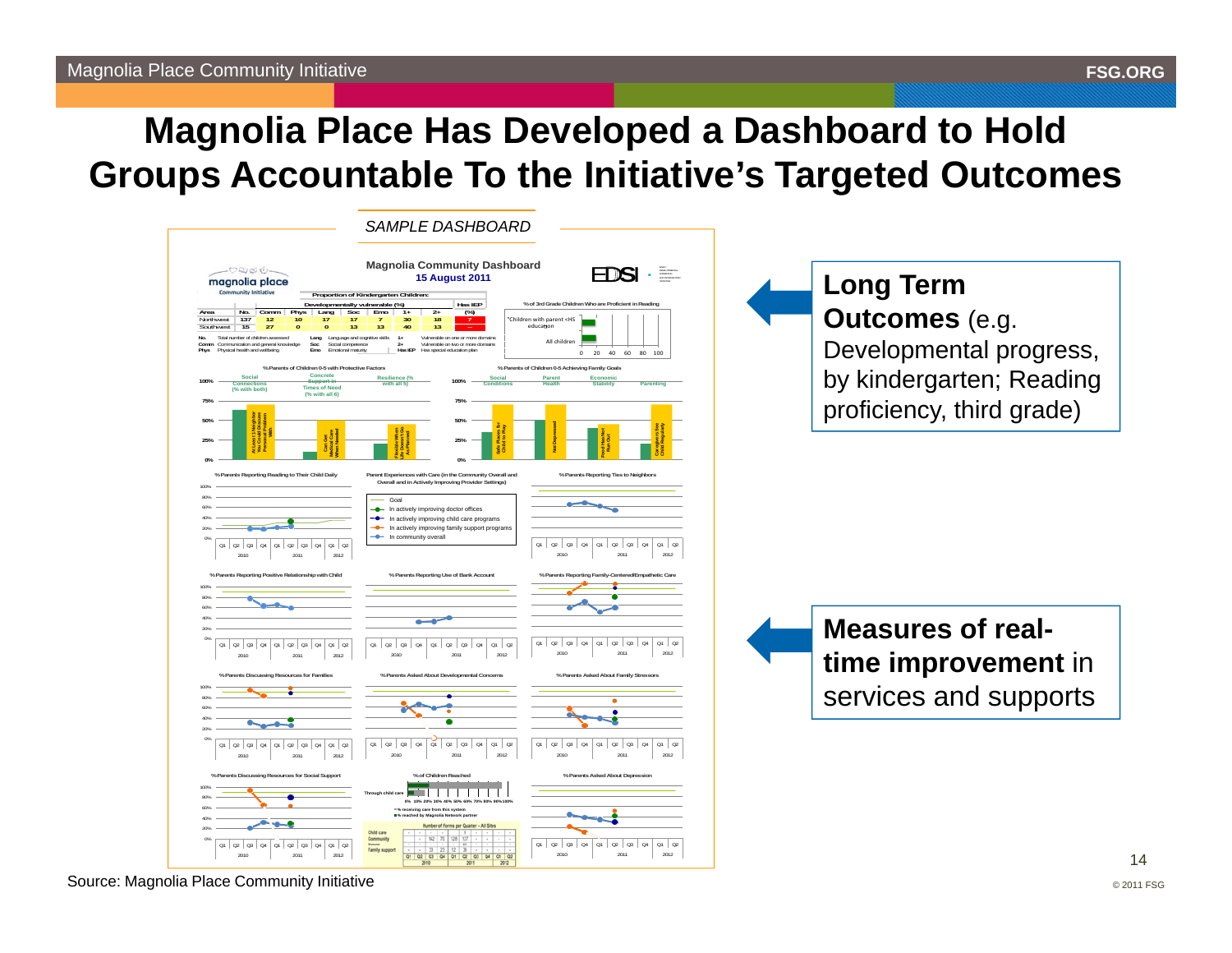# Magnolia Place Has Developed a Dashboard to Hold Groups Accountable To the Initiative's Targeted Outcomes

*SAMPLE DASHBOARD*

**Magnolia Community Dashboard**
**15 August 2011**

**Long Term Outcomes** (e.g. Developmental progress, by kindergarten; Reading proficiency, third grade)

**Measures of real-time improvement** in services and supports

Source: Magnolia Place Community Initiative

© 2011 FSG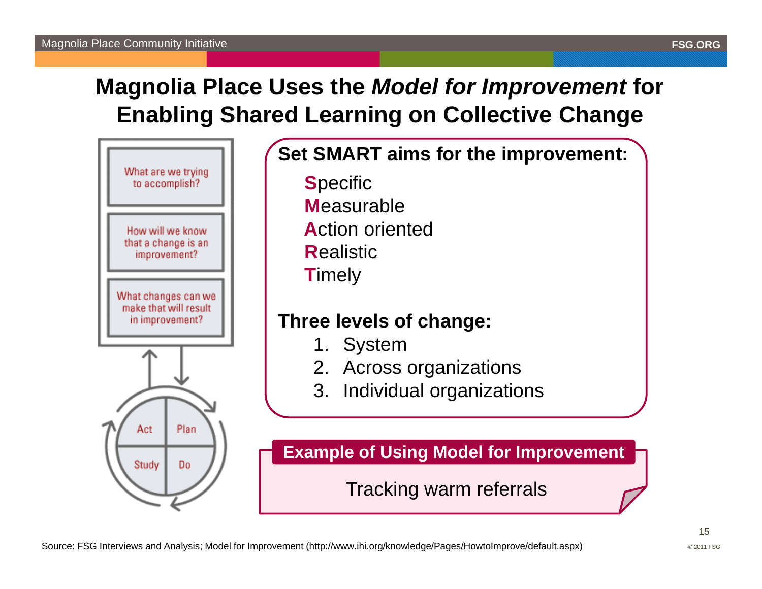# Magnolia Place Uses the *Model for Improvement* for Enabling Shared Learning on Collective Change

What are we trying to accomplish?

How will we know that a change is an improvement?

What changes can we make that will result in improvement?

Act | Plan | Study | Do

**Set SMART aims for the improvement:**

**S**pecific
**M**easurable
**A**ction oriented
**R**ealistic
**T**imely

**Three levels of change:**

1. System
2. Across organizations
3. Individual organizations

**Example of Using Model for Improvement**

Tracking warm referrals

Source: FSG Interviews and Analysis; Model for Improvement (http://www.ihi.org/knowledge/Pages/HowtoImprove/default.aspx)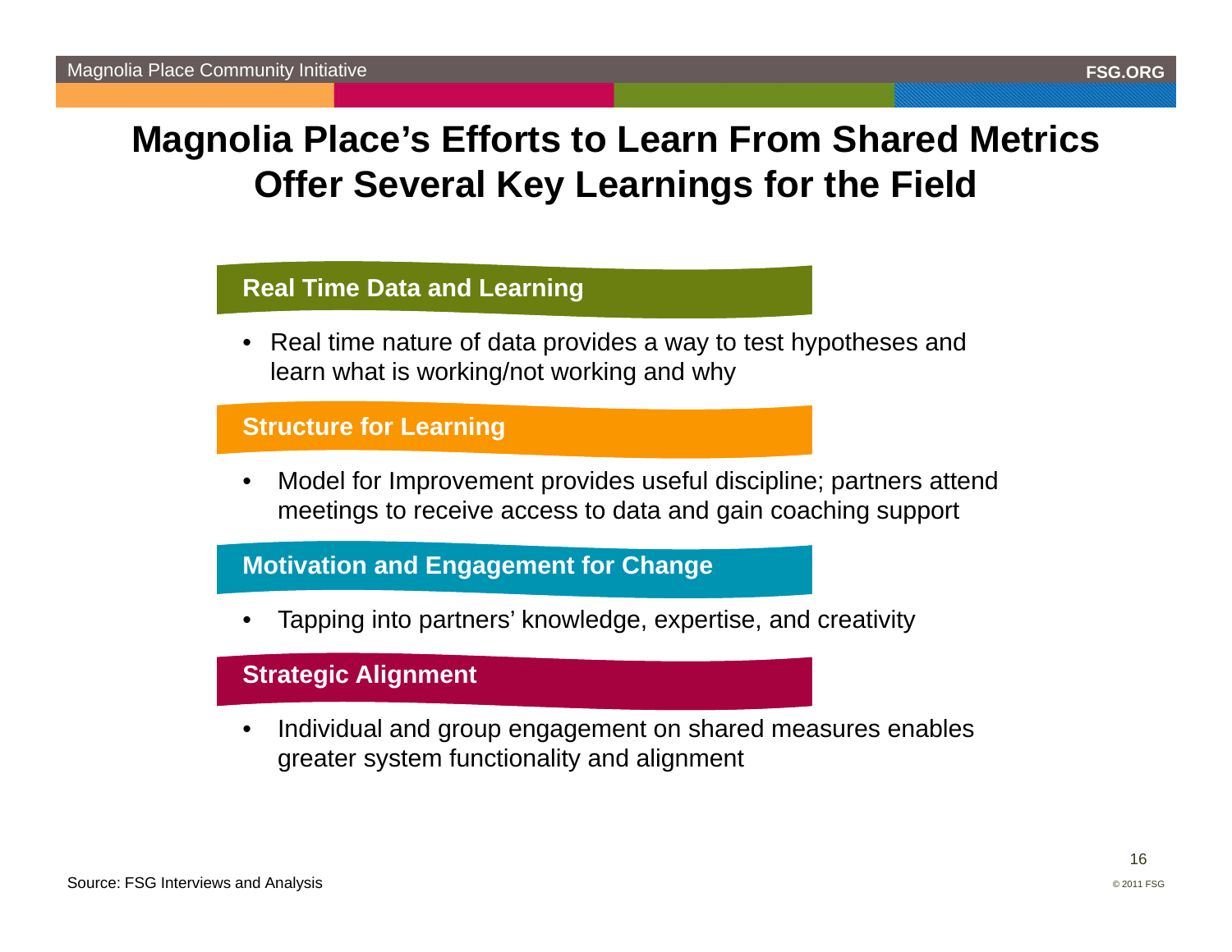# Magnolia Place's Efforts to Learn From Shared Metrics Offer Several Key Learnings for the Field

### Real Time Data and Learning

- Real time nature of data provides a way to test hypotheses and learn what is working/not working and why

### Structure for Learning

- Model for Improvement provides useful discipline; partners attend meetings to receive access to data and gain coaching support

### Motivation and Engagement for Change

- Tapping into partners' knowledge, expertise, and creativity

### Strategic Alignment

- Individual and group engagement on shared measures enables greater system functionality and alignment

Source: FSG Interviews and Analysis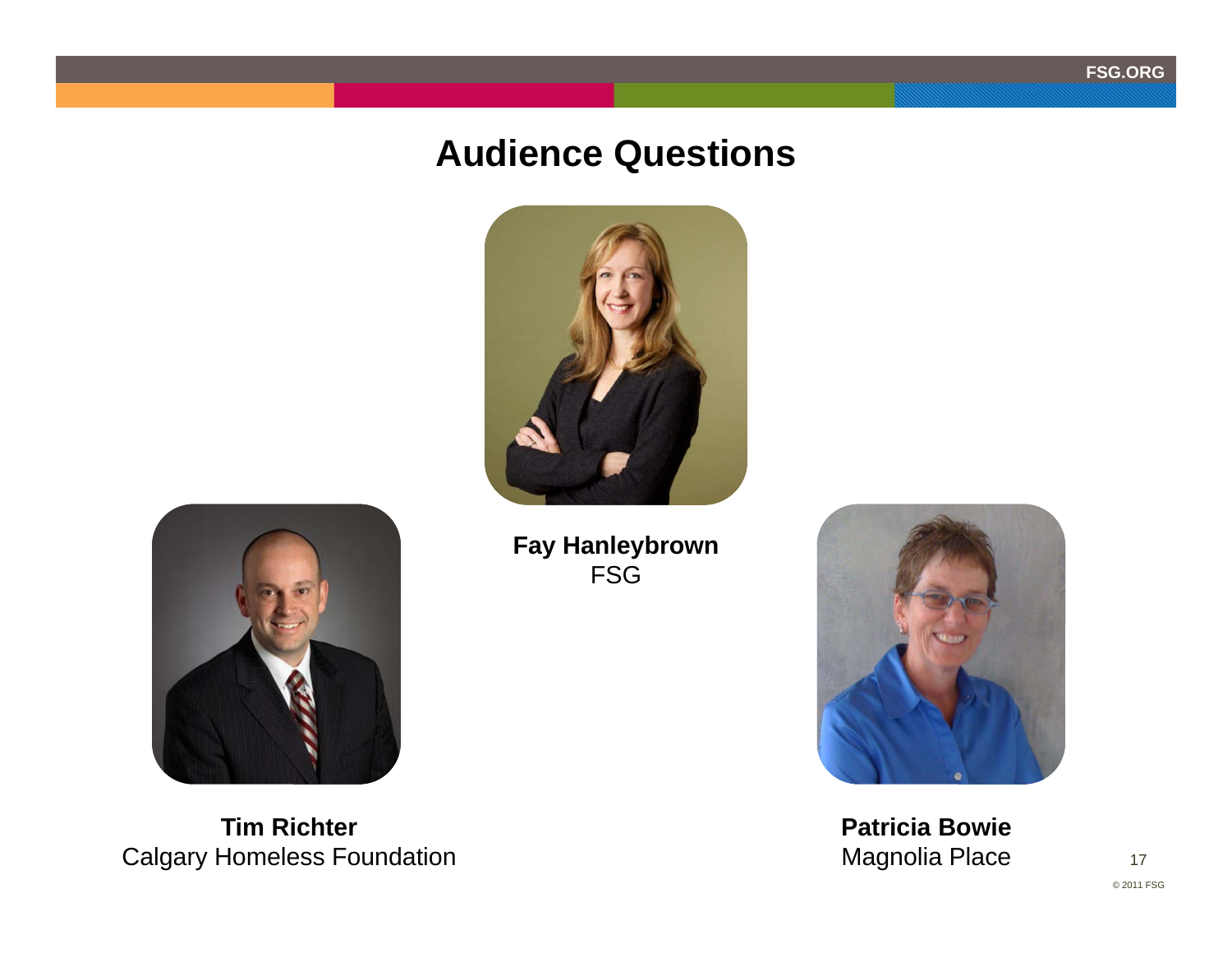# Audience Questions

**Fay Hanleybrown**
FSG

**Tim Richter**
Calgary Homeless Foundation

**Patricia Bowie**
Magnolia Place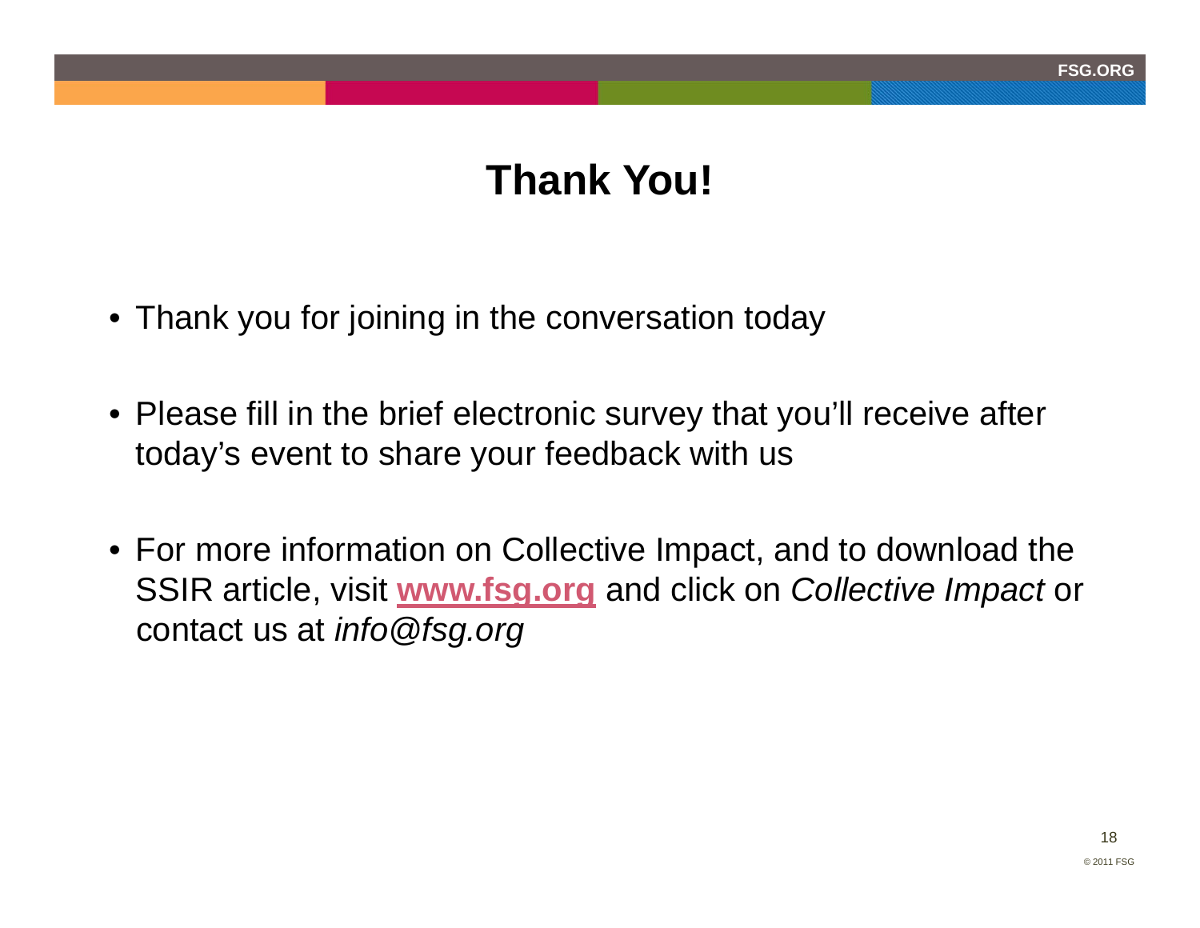# Thank You!

- Thank you for joining in the conversation today
- Please fill in the brief electronic survey that you'll receive after today's event to share your feedback with us
- For more information on Collective Impact, and to download the SSIR article, visit **www.fsg.org** and click on *Collective Impact* or contact us at *info@fsg.org*

© 2011 FSG